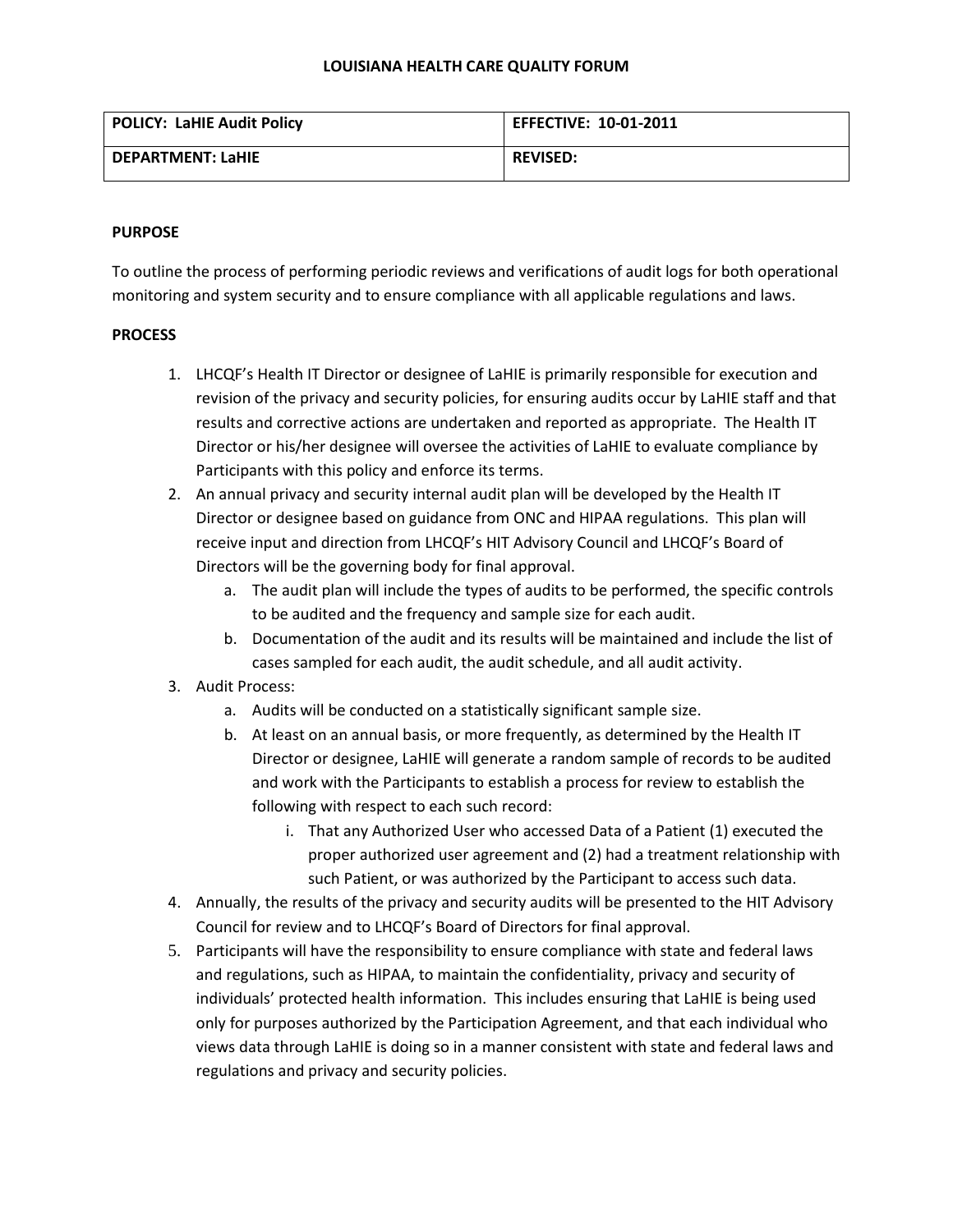**LOUISIANA HEALTH CARE QUALITY FORUM**

| **POLICY: LaHIE Audit Policy** | **EFFECTIVE: 10-01-2011** |
|---|---|
| **DEPARTMENT: LaHIE** | **REVISED:** |

**PURPOSE**

To outline the process of performing periodic reviews and verifications of audit logs for both operational monitoring and system security and to ensure compliance with all applicable regulations and laws.

**PROCESS**

1. LHCQF's Health IT Director or designee of LaHIE is primarily responsible for execution and revision of the privacy and security policies, for ensuring audits occur by LaHIE staff and that results and corrective actions are undertaken and reported as appropriate. The Health IT Director or his/her designee will oversee the activities of LaHIE to evaluate compliance by Participants with this policy and enforce its terms.
2. An annual privacy and security internal audit plan will be developed by the Health IT Director or designee based on guidance from ONC and HIPAA regulations. This plan will receive input and direction from LHCQF's HIT Advisory Council and LHCQF's Board of Directors will be the governing body for final approval.
   a. The audit plan will include the types of audits to be performed, the specific controls to be audited and the frequency and sample size for each audit.
   b. Documentation of the audit and its results will be maintained and include the list of cases sampled for each audit, the audit schedule, and all audit activity.
3. Audit Process:
   a. Audits will be conducted on a statistically significant sample size.
   b. At least on an annual basis, or more frequently, as determined by the Health IT Director or designee, LaHIE will generate a random sample of records to be audited and work with the Participants to establish a process for review to establish the following with respect to each such record:
      i. That any Authorized User who accessed Data of a Patient (1) executed the proper authorized user agreement and (2) had a treatment relationship with such Patient, or was authorized by the Participant to access such data.
4. Annually, the results of the privacy and security audits will be presented to the HIT Advisory Council for review and to LHCQF's Board of Directors for final approval.
5. Participants will have the responsibility to ensure compliance with state and federal laws and regulations, such as HIPAA, to maintain the confidentiality, privacy and security of individuals' protected health information. This includes ensuring that LaHIE is being used only for purposes authorized by the Participation Agreement, and that each individual who views data through LaHIE is doing so in a manner consistent with state and federal laws and regulations and privacy and security policies.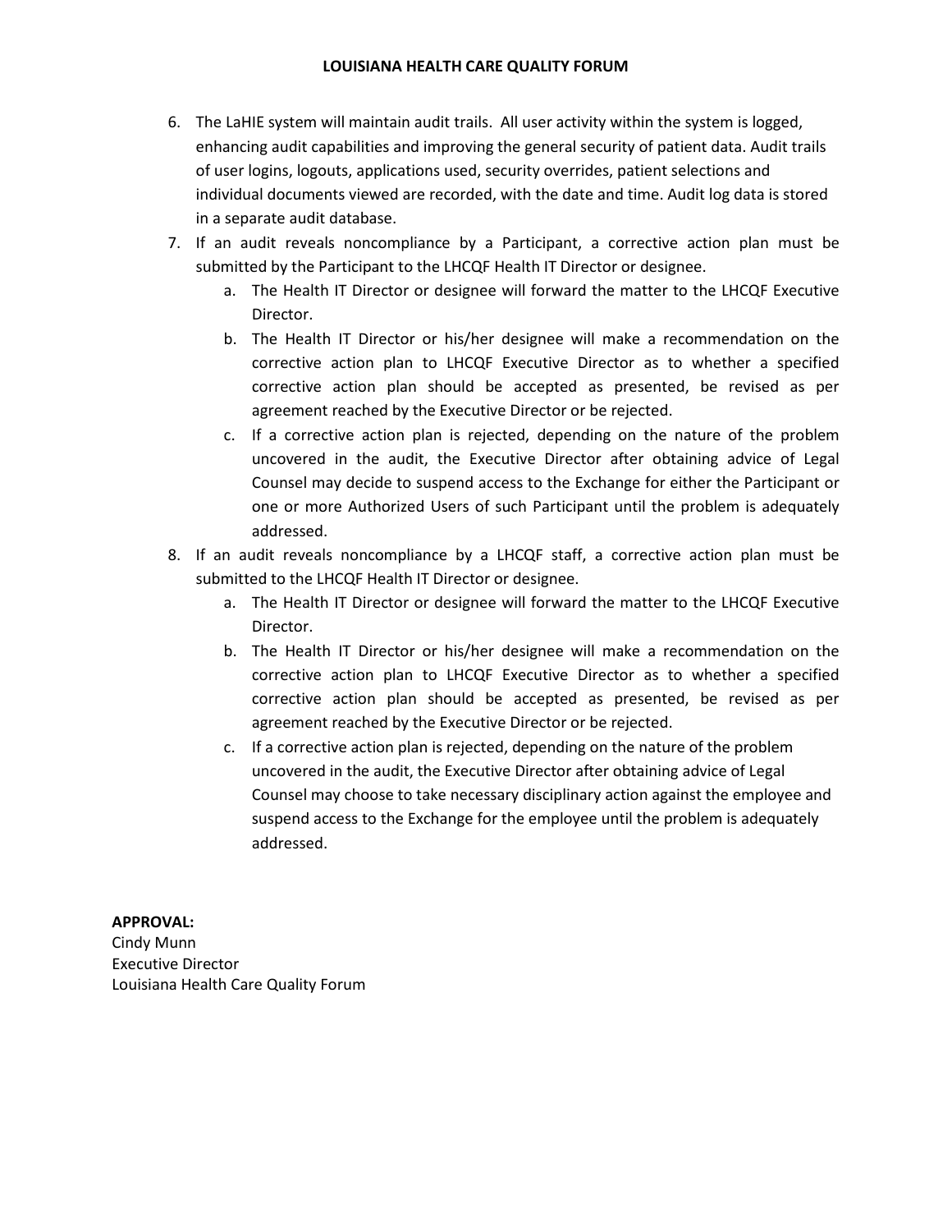6. The LaHIE system will maintain audit trails. All user activity within the system is logged, enhancing audit capabilities and improving the general security of patient data. Audit trails of user logins, logouts, applications used, security overrides, patient selections and individual documents viewed are recorded, with the date and time. Audit log data is stored in a separate audit database.
7. If an audit reveals noncompliance by a Participant, a corrective action plan must be submitted by the Participant to the LHCQF Health IT Director or designee.
    a. The Health IT Director or designee will forward the matter to the LHCQF Executive Director.
    b. The Health IT Director or his/her designee will make a recommendation on the corrective action plan to LHCQF Executive Director as to whether a specified corrective action plan should be accepted as presented, be revised as per agreement reached by the Executive Director or be rejected.
    c. If a corrective action plan is rejected, depending on the nature of the problem uncovered in the audit, the Executive Director after obtaining advice of Legal Counsel may decide to suspend access to the Exchange for either the Participant or one or more Authorized Users of such Participant until the problem is adequately addressed.
8. If an audit reveals noncompliance by a LHCQF staff, a corrective action plan must be submitted to the LHCQF Health IT Director or designee.
    a. The Health IT Director or designee will forward the matter to the LHCQF Executive Director.
    b. The Health IT Director or his/her designee will make a recommendation on the corrective action plan to LHCQF Executive Director as to whether a specified corrective action plan should be accepted as presented, be revised as per agreement reached by the Executive Director or be rejected.
    c. If a corrective action plan is rejected, depending on the nature of the problem uncovered in the audit, the Executive Director after obtaining advice of Legal Counsel may choose to take necessary disciplinary action against the employee and suspend access to the Exchange for the employee until the problem is adequately addressed.

**APPROVAL:**
Cindy Munn
Executive Director
Louisiana Health Care Quality Forum